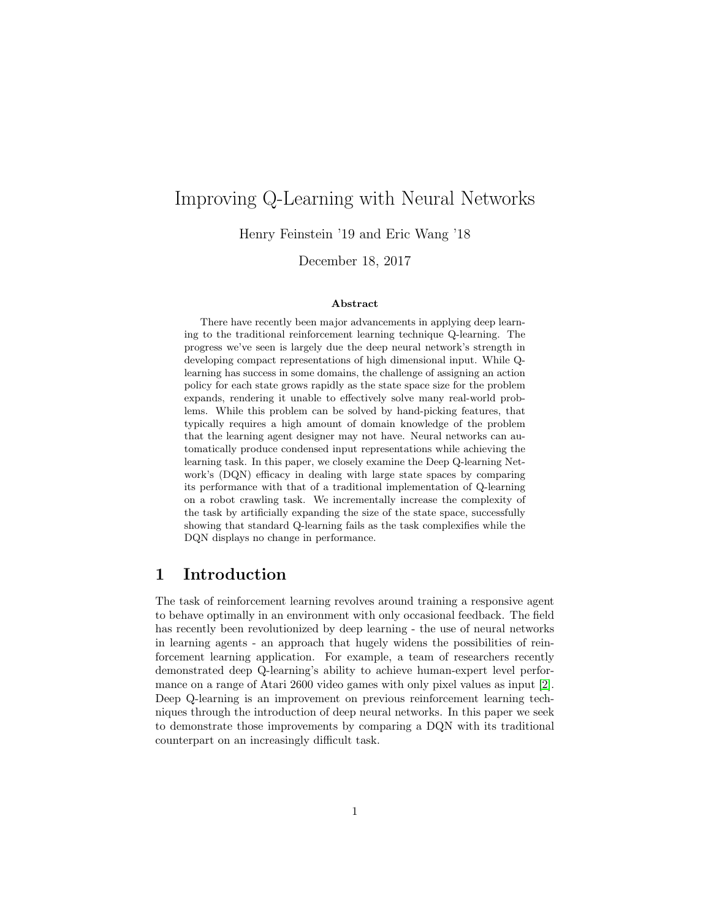# Improving Q-Learning with Neural Networks

Henry Feinstein '19 and Eric Wang '18

December 18, 2017

**Abstract**

There have recently been major advancements in applying deep learning to the traditional reinforcement learning technique Q-learning. The progress we've seen is largely due the deep neural network's strength in developing compact representations of high dimensional input. While Q-learning has success in some domains, the challenge of assigning an action policy for each state grows rapidly as the state space size for the problem expands, rendering it unable to effectively solve many real-world problems. While this problem can be solved by hand-picking features, that typically requires a high amount of domain knowledge of the problem that the learning agent designer may not have. Neural networks can automatically produce condensed input representations while achieving the learning task. In this paper, we closely examine the Deep Q-learning Network's (DQN) efficacy in dealing with large state spaces by comparing its performance with that of a traditional implementation of Q-learning on a robot crawling task. We incrementally increase the complexity of the task by artificially expanding the size of the state space, successfully showing that standard Q-learning fails as the task complexifies while the DQN displays no change in performance.

## 1 Introduction

The task of reinforcement learning revolves around training a responsive agent to behave optimally in an environment with only occasional feedback. The field has recently been revolutionized by deep learning - the use of neural networks in learning agents - an approach that hugely widens the possibilities of reinforcement learning application. For example, a team of researchers recently demonstrated deep Q-learning's ability to achieve human-expert level performance on a range of Atari 2600 video games with only pixel values as input [2]. Deep Q-learning is an improvement on previous reinforcement learning techniques through the introduction of deep neural networks. In this paper we seek to demonstrate those improvements by comparing a DQN with its traditional counterpart on an increasingly difficult task.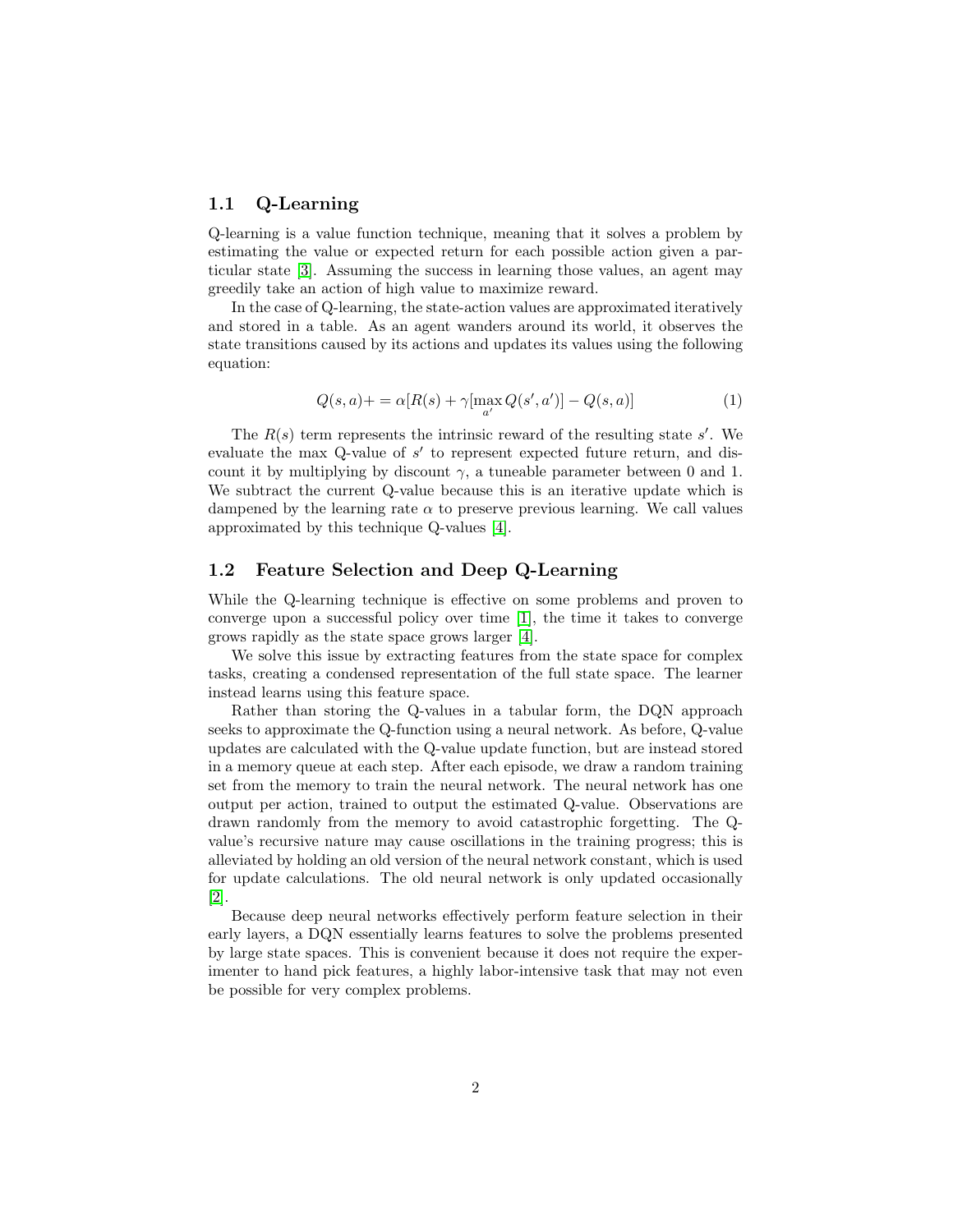### 1.1 Q-Learning

Q-learning is a value function technique, meaning that it solves a problem by estimating the value or expected return for each possible action given a particular state [3]. Assuming the success in learning those values, an agent may greedily take an action of high value to maximize reward.

In the case of Q-learning, the state-action values are approximated iteratively and stored in a table. As an agent wanders around its world, it observes the state transitions caused by its actions and updates its values using the following equation:

$$Q(s,a) += \alpha[R(s) + \gamma[\max_{a'} Q(s',a')] - Q(s,a)] \tag{1}$$

The $R(s)$ term represents the intrinsic reward of the resulting state $s'$. We evaluate the max Q-value of $s'$ to represent expected future return, and discount it by multiplying by discount $\gamma$, a tuneable parameter between 0 and 1. We subtract the current Q-value because this is an iterative update which is dampened by the learning rate $\alpha$ to preserve previous learning. We call values approximated by this technique Q-values [4].

### 1.2 Feature Selection and Deep Q-Learning

While the Q-learning technique is effective on some problems and proven to converge upon a successful policy over time [1], the time it takes to converge grows rapidly as the state space grows larger [4].

We solve this issue by extracting features from the state space for complex tasks, creating a condensed representation of the full state space. The learner instead learns using this feature space.

Rather than storing the Q-values in a tabular form, the DQN approach seeks to approximate the Q-function using a neural network. As before, Q-value updates are calculated with the Q-value update function, but are instead stored in a memory queue at each step. After each episode, we draw a random training set from the memory to train the neural network. The neural network has one output per action, trained to output the estimated Q-value. Observations are drawn randomly from the memory to avoid catastrophic forgetting. The Q-value's recursive nature may cause oscillations in the training progress; this is alleviated by holding an old version of the neural network constant, which is used for update calculations. The old neural network is only updated occasionally [2].

Because deep neural networks effectively perform feature selection in their early layers, a DQN essentially learns features to solve the problems presented by large state spaces. This is convenient because it does not require the experimenter to hand pick features, a highly labor-intensive task that may not even be possible for very complex problems.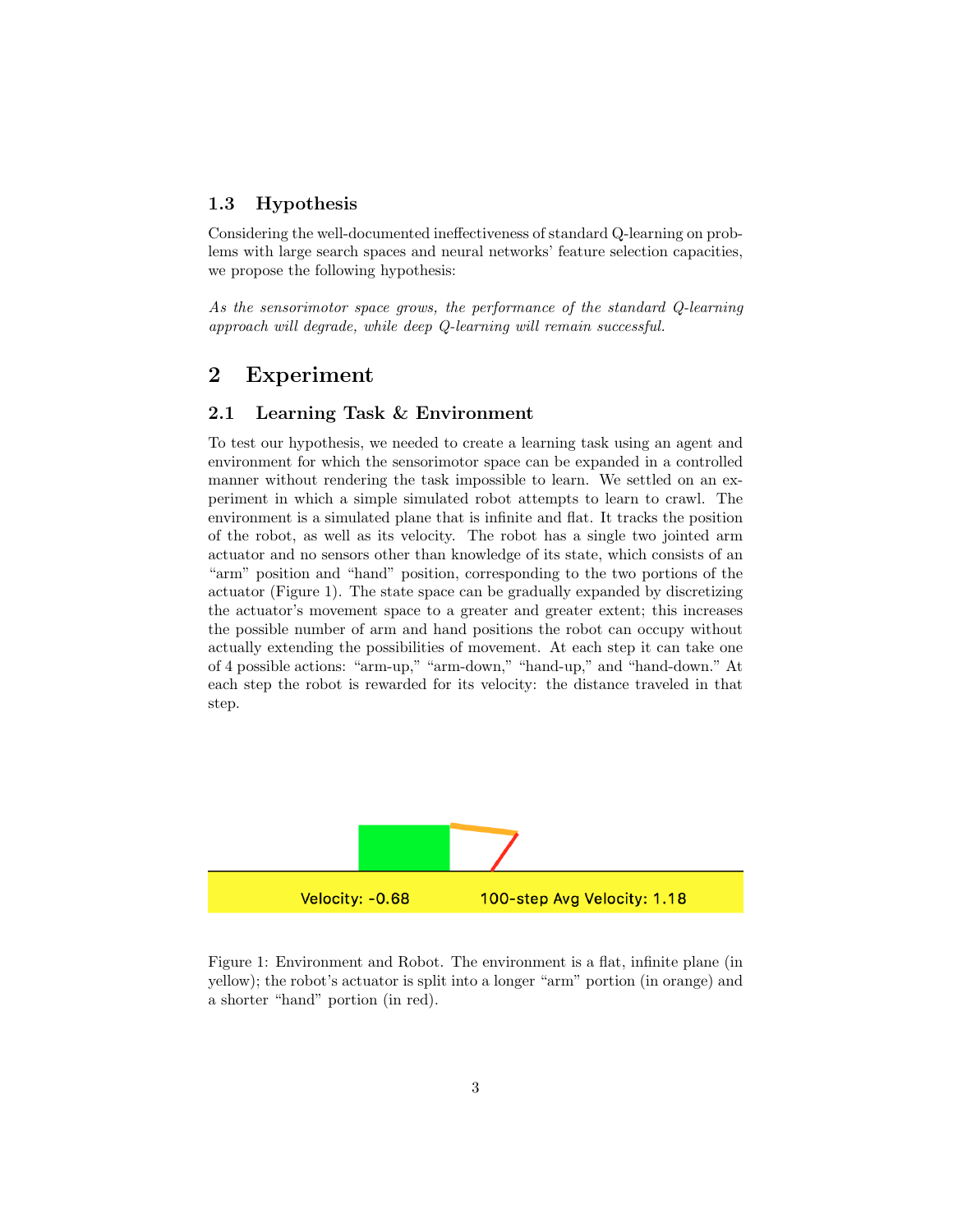### 1.3 Hypothesis

Considering the well-documented ineffectiveness of standard Q-learning on problems with large search spaces and neural networks' feature selection capacities, we propose the following hypothesis:

*As the sensorimotor space grows, the performance of the standard Q-learning approach will degrade, while deep Q-learning will remain successful.*

## 2 Experiment

### 2.1 Learning Task & Environment

To test our hypothesis, we needed to create a learning task using an agent and environment for which the sensorimotor space can be expanded in a controlled manner without rendering the task impossible to learn. We settled on an experiment in which a simple simulated robot attempts to learn to crawl. The environment is a simulated plane that is infinite and flat. It tracks the position of the robot, as well as its velocity. The robot has a single two jointed arm actuator and no sensors other than knowledge of its state, which consists of an "arm" position and "hand" position, corresponding to the two portions of the actuator (Figure 1). The state space can be gradually expanded by discretizing the actuator's movement space to a greater and greater extent; this increases the possible number of arm and hand positions the robot can occupy without actually extending the possibilities of movement. At each step it can take one of 4 possible actions: "arm-up," "arm-down," "hand-up," and "hand-down." At each step the robot is rewarded for its velocity: the distance traveled in that step.

Velocity: -0.68 100-step Avg Velocity: 1.18

Figure 1: Environment and Robot. The environment is a flat, infinite plane (in yellow); the robot's actuator is split into a longer "arm" portion (in orange) and a shorter "hand" portion (in red).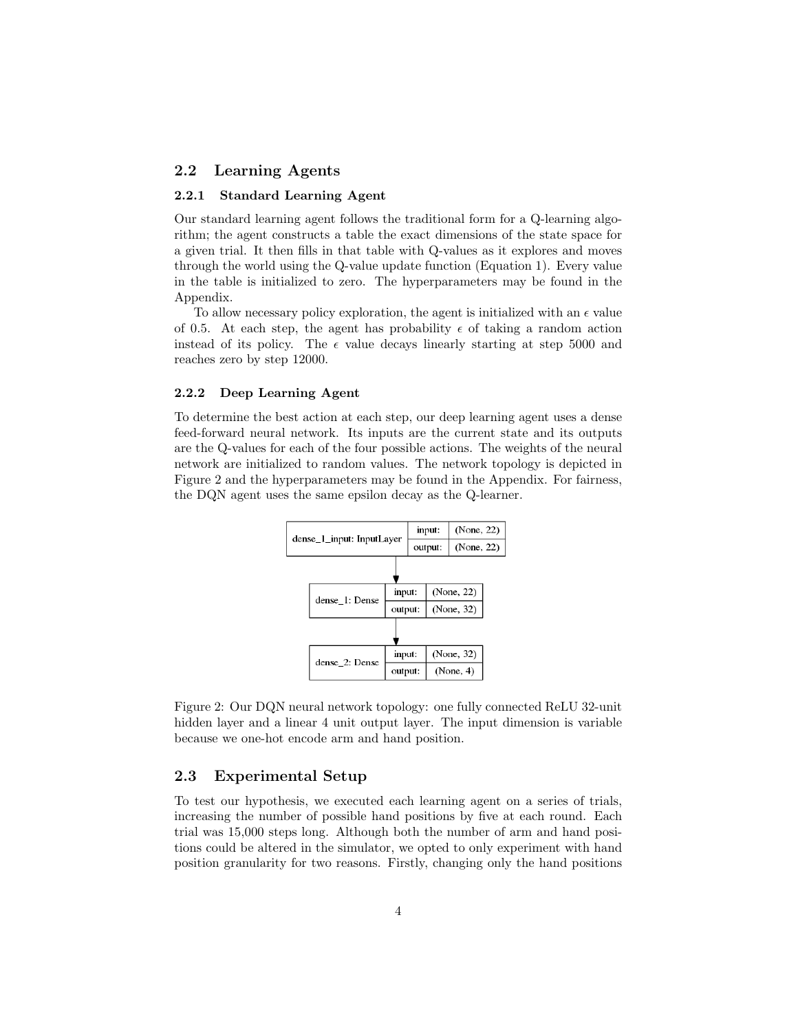## 2.2 Learning Agents

### 2.2.1 Standard Learning Agent

Our standard learning agent follows the traditional form for a Q-learning algorithm; the agent constructs a table the exact dimensions of the state space for a given trial. It then fills in that table with Q-values as it explores and moves through the world using the Q-value update function (Equation 1). Every value in the table is initialized to zero. The hyperparameters may be found in the Appendix.

To allow necessary policy exploration, the agent is initialized with an $\epsilon$ value of 0.5. At each step, the agent has probability $\epsilon$ of taking a random action instead of its policy. The $\epsilon$ value decays linearly starting at step 5000 and reaches zero by step 12000.

### 2.2.2 Deep Learning Agent

To determine the best action at each step, our deep learning agent uses a dense feed-forward neural network. Its inputs are the current state and its outputs are the Q-values for each of the four possible actions. The weights of the neural network are initialized to random values. The network topology is depicted in Figure 2 and the hyperparameters may be found in the Appendix. For fairness, the DQN agent uses the same epsilon decay as the Q-learner.

| Layer | input | output |
| --- | --- | --- |
| dense_1_input: InputLayer | (None, 22) | (None, 22) |
| dense_1: Dense | (None, 22) | (None, 32) |
| dense_2: Dense | (None, 32) | (None, 4) |

Figure 2: Our DQN neural network topology: one fully connected ReLU 32-unit hidden layer and a linear 4 unit output layer. The input dimension is variable because we one-hot encode arm and hand position.

## 2.3 Experimental Setup

To test our hypothesis, we executed each learning agent on a series of trials, increasing the number of possible hand positions by five at each round. Each trial was 15,000 steps long. Although both the number of arm and hand positions could be altered in the simulator, we opted to only experiment with hand position granularity for two reasons. Firstly, changing only the hand positions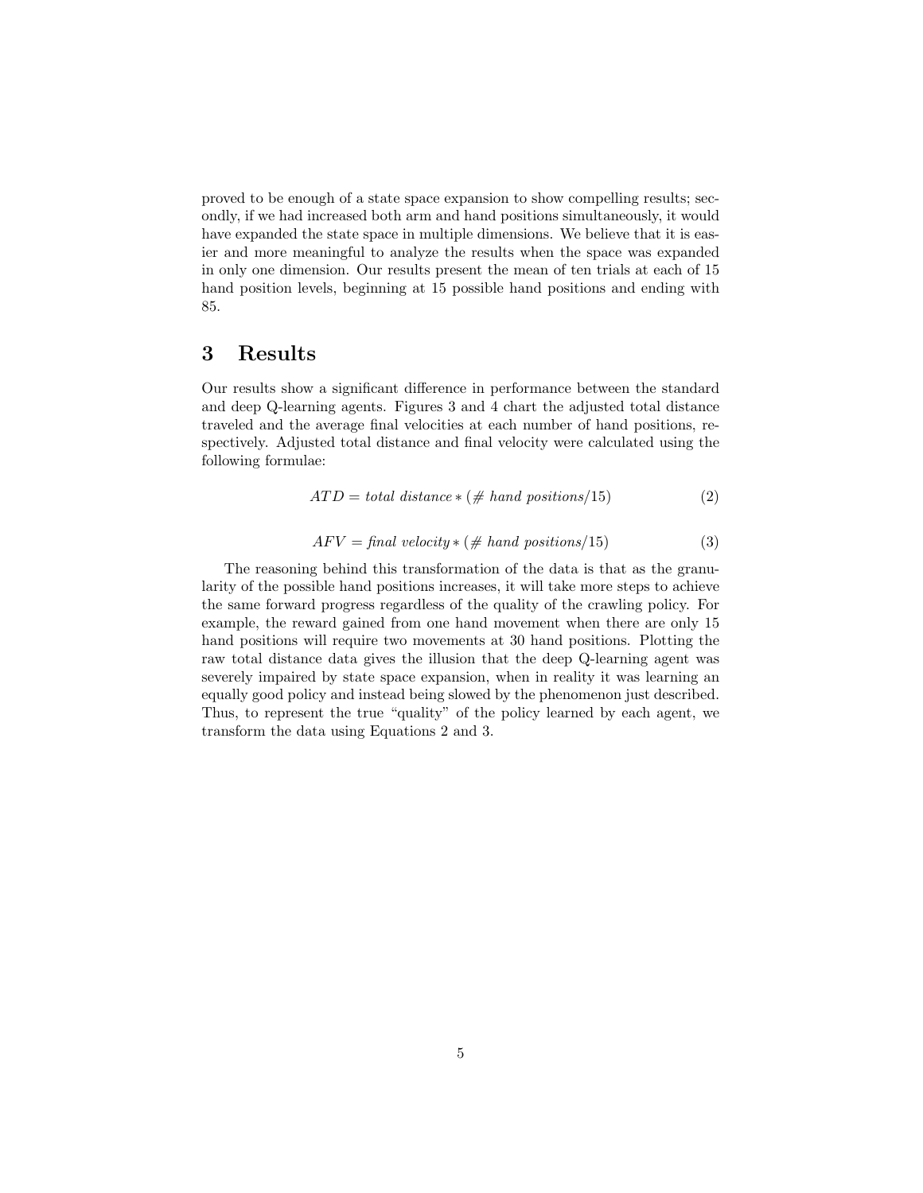proved to be enough of a state space expansion to show compelling results; secondly, if we had increased both arm and hand positions simultaneously, it would have expanded the state space in multiple dimensions. We believe that it is easier and more meaningful to analyze the results when the space was expanded in only one dimension. Our results present the mean of ten trials at each of 15 hand position levels, beginning at 15 possible hand positions and ending with 85.

## 3 Results

Our results show a significant difference in performance between the standard and deep Q-learning agents. Figures 3 and 4 chart the adjusted total distance traveled and the average final velocities at each number of hand positions, respectively. Adjusted total distance and final velocity were calculated using the following formulae:

$$ATD = \textit{total distance} * (\# \textit{ hand positions}/15) \tag{2}$$

$$AFV = \textit{final velocity} * (\# \textit{ hand positions}/15) \tag{3}$$

The reasoning behind this transformation of the data is that as the granularity of the possible hand positions increases, it will take more steps to achieve the same forward progress regardless of the quality of the crawling policy. For example, the reward gained from one hand movement when there are only 15 hand positions will require two movements at 30 hand positions. Plotting the raw total distance data gives the illusion that the deep Q-learning agent was severely impaired by state space expansion, when in reality it was learning an equally good policy and instead being slowed by the phenomenon just described. Thus, to represent the true "quality" of the policy learned by each agent, we transform the data using Equations 2 and 3.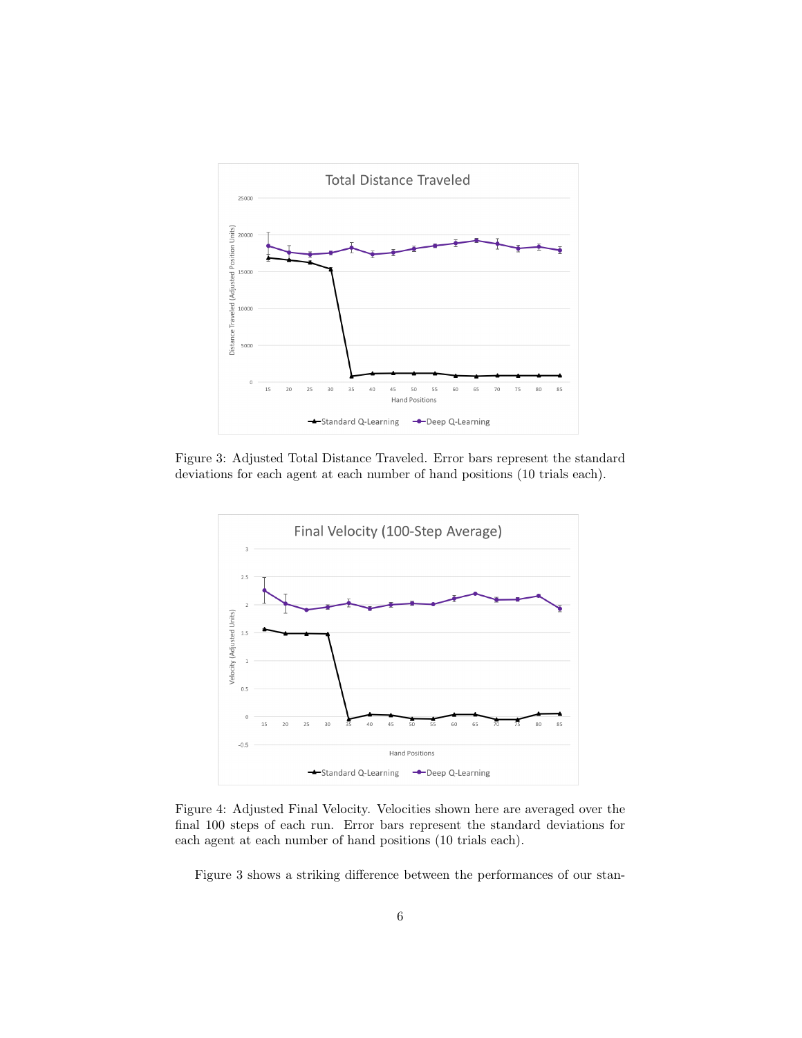Figure 3: Adjusted Total Distance Traveled. Error bars represent the standard deviations for each agent at each number of hand positions (10 trials each).

Figure 4: Adjusted Final Velocity. Velocities shown here are averaged over the final 100 steps of each run. Error bars represent the standard deviations for each agent at each number of hand positions (10 trials each).

Figure 3 shows a striking difference between the performances of our stan-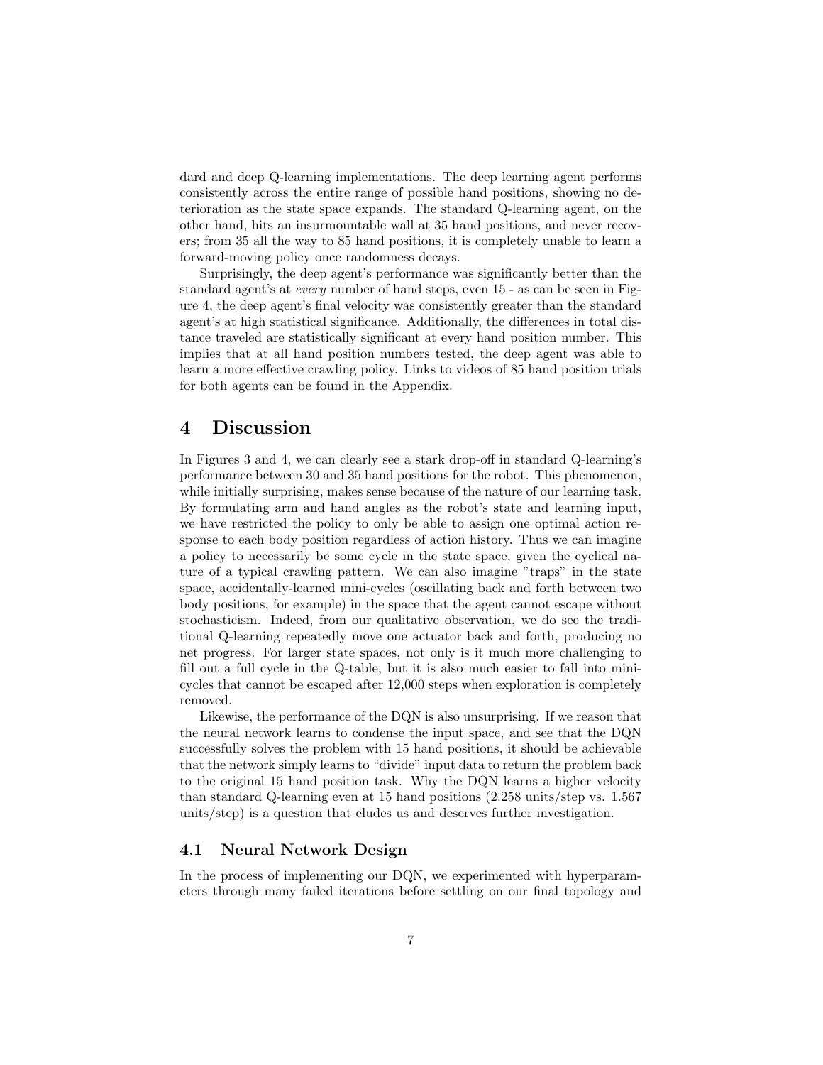dard and deep Q-learning implementations. The deep learning agent performs consistently across the entire range of possible hand positions, showing no deterioration as the state space expands. The standard Q-learning agent, on the other hand, hits an insurmountable wall at 35 hand positions, and never recovers; from 35 all the way to 85 hand positions, it is completely unable to learn a forward-moving policy once randomness decays.

Surprisingly, the deep agent's performance was significantly better than the standard agent's at *every* number of hand steps, even 15 - as can be seen in Figure 4, the deep agent's final velocity was consistently greater than the standard agent's at high statistical significance. Additionally, the differences in total distance traveled are statistically significant at every hand position number. This implies that at all hand position numbers tested, the deep agent was able to learn a more effective crawling policy. Links to videos of 85 hand position trials for both agents can be found in the Appendix.

# 4 Discussion

In Figures 3 and 4, we can clearly see a stark drop-off in standard Q-learning's performance between 30 and 35 hand positions for the robot. This phenomenon, while initially surprising, makes sense because of the nature of our learning task. By formulating arm and hand angles as the robot's state and learning input, we have restricted the policy to only be able to assign one optimal action response to each body position regardless of action history. Thus we can imagine a policy to necessarily be some cycle in the state space, given the cyclical nature of a typical crawling pattern. We can also imagine "traps" in the state space, accidentally-learned mini-cycles (oscillating back and forth between two body positions, for example) in the space that the agent cannot escape without stochasticism. Indeed, from our qualitative observation, we do see the traditional Q-learning repeatedly move one actuator back and forth, producing no net progress. For larger state spaces, not only is it much more challenging to fill out a full cycle in the Q-table, but it is also much easier to fall into mini-cycles that cannot be escaped after 12,000 steps when exploration is completely removed.

Likewise, the performance of the DQN is also unsurprising. If we reason that the neural network learns to condense the input space, and see that the DQN successfully solves the problem with 15 hand positions, it should be achievable that the network simply learns to "divide" input data to return the problem back to the original 15 hand position task. Why the DQN learns a higher velocity than standard Q-learning even at 15 hand positions (2.258 units/step vs. 1.567 units/step) is a question that eludes us and deserves further investigation.

## 4.1 Neural Network Design

In the process of implementing our DQN, we experimented with hyperparameters through many failed iterations before settling on our final topology and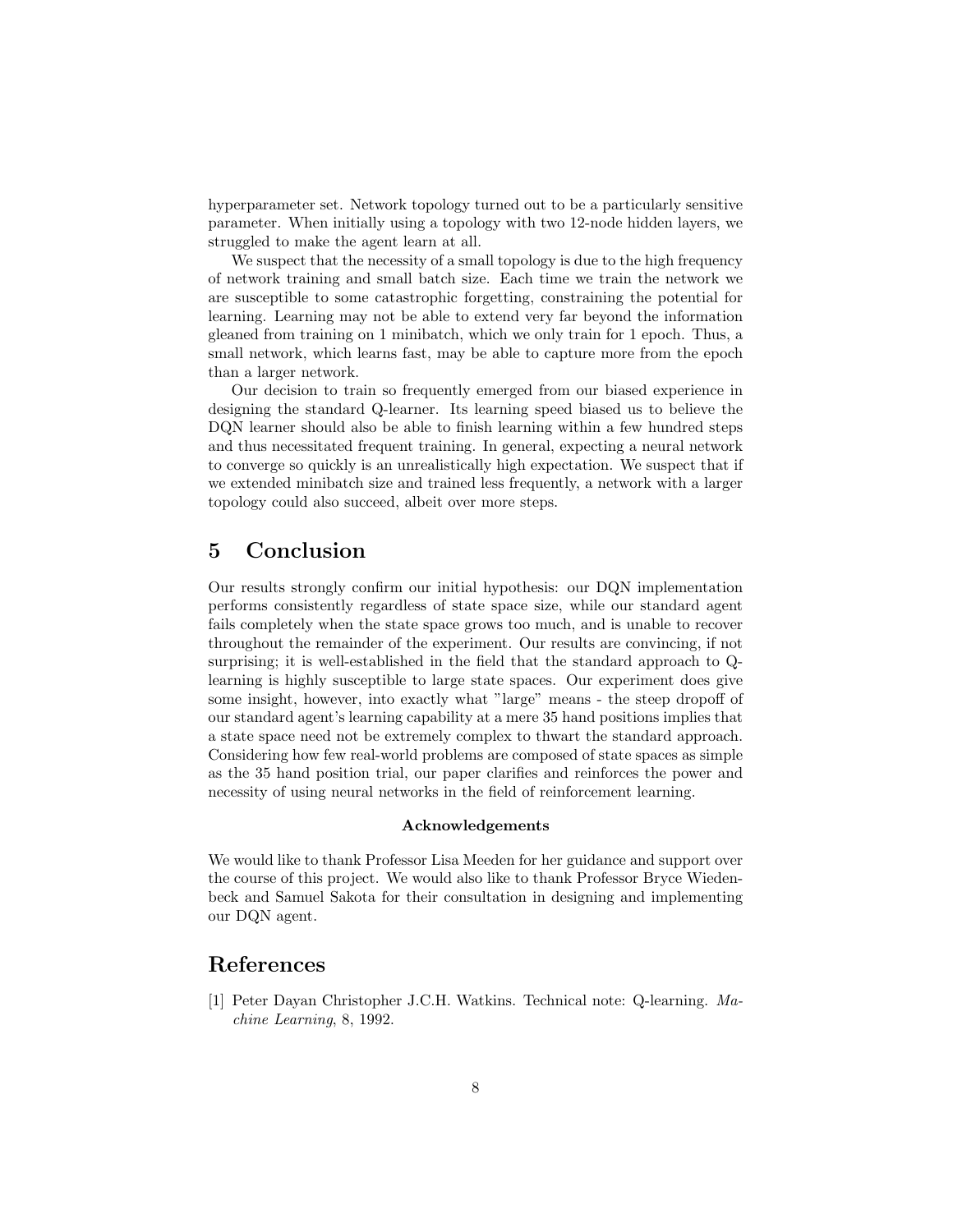hyperparameter set. Network topology turned out to be a particularly sensitive parameter. When initially using a topology with two 12-node hidden layers, we struggled to make the agent learn at all.

We suspect that the necessity of a small topology is due to the high frequency of network training and small batch size. Each time we train the network we are susceptible to some catastrophic forgetting, constraining the potential for learning. Learning may not be able to extend very far beyond the information gleaned from training on 1 minibatch, which we only train for 1 epoch. Thus, a small network, which learns fast, may be able to capture more from the epoch than a larger network.

Our decision to train so frequently emerged from our biased experience in designing the standard Q-learner. Its learning speed biased us to believe the DQN learner should also be able to finish learning within a few hundred steps and thus necessitated frequent training. In general, expecting a neural network to converge so quickly is an unrealistically high expectation. We suspect that if we extended minibatch size and trained less frequently, a network with a larger topology could also succeed, albeit over more steps.

## 5 Conclusion

Our results strongly confirm our initial hypothesis: our DQN implementation performs consistently regardless of state space size, while our standard agent fails completely when the state space grows too much, and is unable to recover throughout the remainder of the experiment. Our results are convincing, if not surprising; it is well-established in the field that the standard approach to Q-learning is highly susceptible to large state spaces. Our experiment does give some insight, however, into exactly what "large" means - the steep dropoff of our standard agent's learning capability at a mere 35 hand positions implies that a state space need not be extremely complex to thwart the standard approach. Considering how few real-world problems are composed of state spaces as simple as the 35 hand position trial, our paper clarifies and reinforces the power and necessity of using neural networks in the field of reinforcement learning.

**Acknowledgements**

We would like to thank Professor Lisa Meeden for her guidance and support over the course of this project. We would also like to thank Professor Bryce Wiedenbeck and Samuel Sakota for their consultation in designing and implementing our DQN agent.

## References

[1] Peter Dayan Christopher J.C.H. Watkins. Technical note: Q-learning. *Machine Learning*, 8, 1992.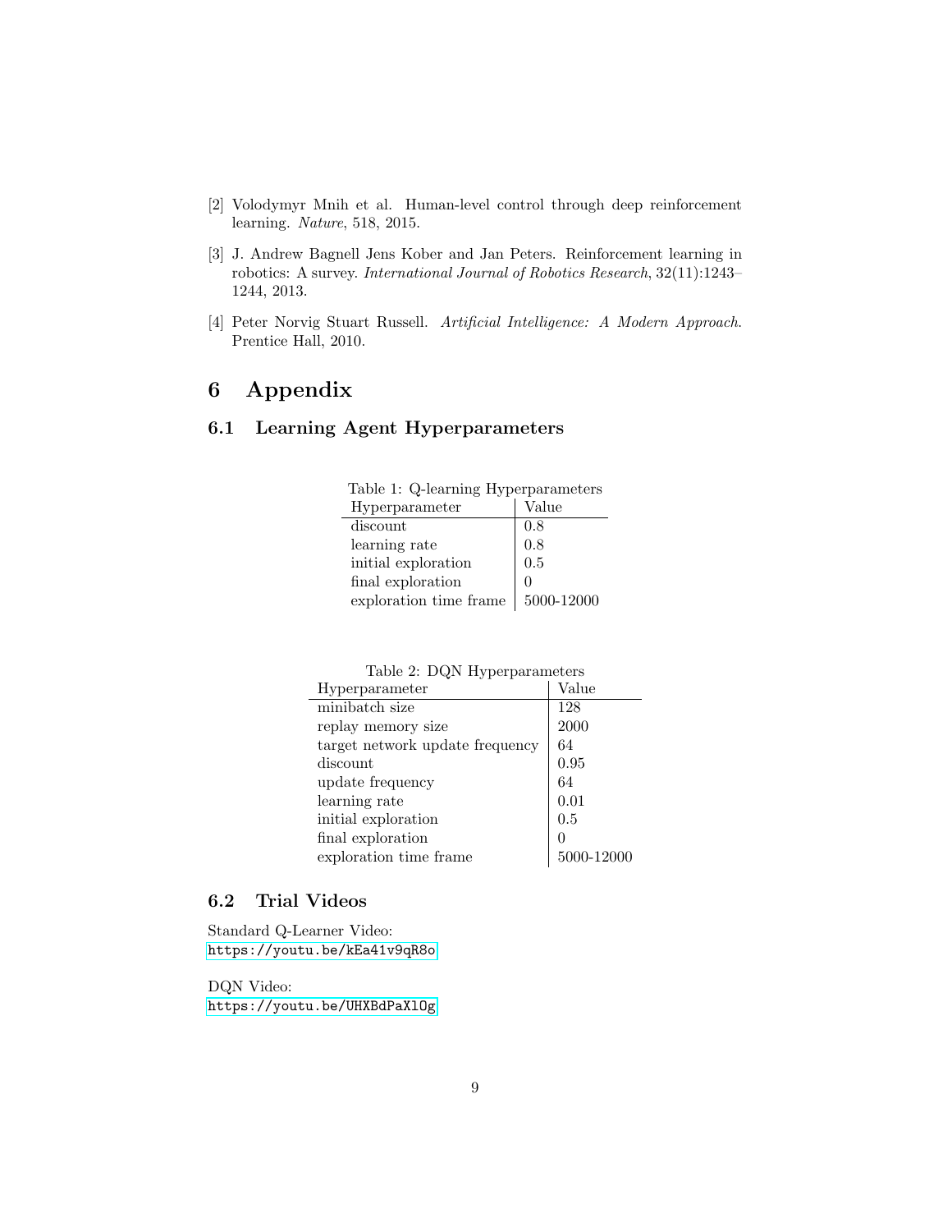[2] Volodymyr Mnih et al. Human-level control through deep reinforcement learning. *Nature*, 518, 2015.

[3] J. Andrew Bagnell Jens Kober and Jan Peters. Reinforcement learning in robotics: A survey. *International Journal of Robotics Research*, 32(11):1243–1244, 2013.

[4] Peter Norvig Stuart Russell. *Artificial Intelligence: A Modern Approach*. Prentice Hall, 2010.

# 6 Appendix

## 6.1 Learning Agent Hyperparameters

Table 1: Q-learning Hyperparameters

| Hyperparameter | Value |
|---|---|
| discount | 0.8 |
| learning rate | 0.8 |
| initial exploration | 0.5 |
| final exploration | 0 |
| exploration time frame | 5000-12000 |

Table 2: DQN Hyperparameters

| Hyperparameter | Value |
|---|---|
| minibatch size | 128 |
| replay memory size | 2000 |
| target network update frequency | 64 |
| discount | 0.95 |
| update frequency | 64 |
| learning rate | 0.01 |
| initial exploration | 0.5 |
| final exploration | 0 |
| exploration time frame | 5000-12000 |

## 6.2 Trial Videos

Standard Q-Learner Video:
https://youtu.be/kEa41v9qR8o

DQN Video:
https://youtu.be/UHXBdPaXlOg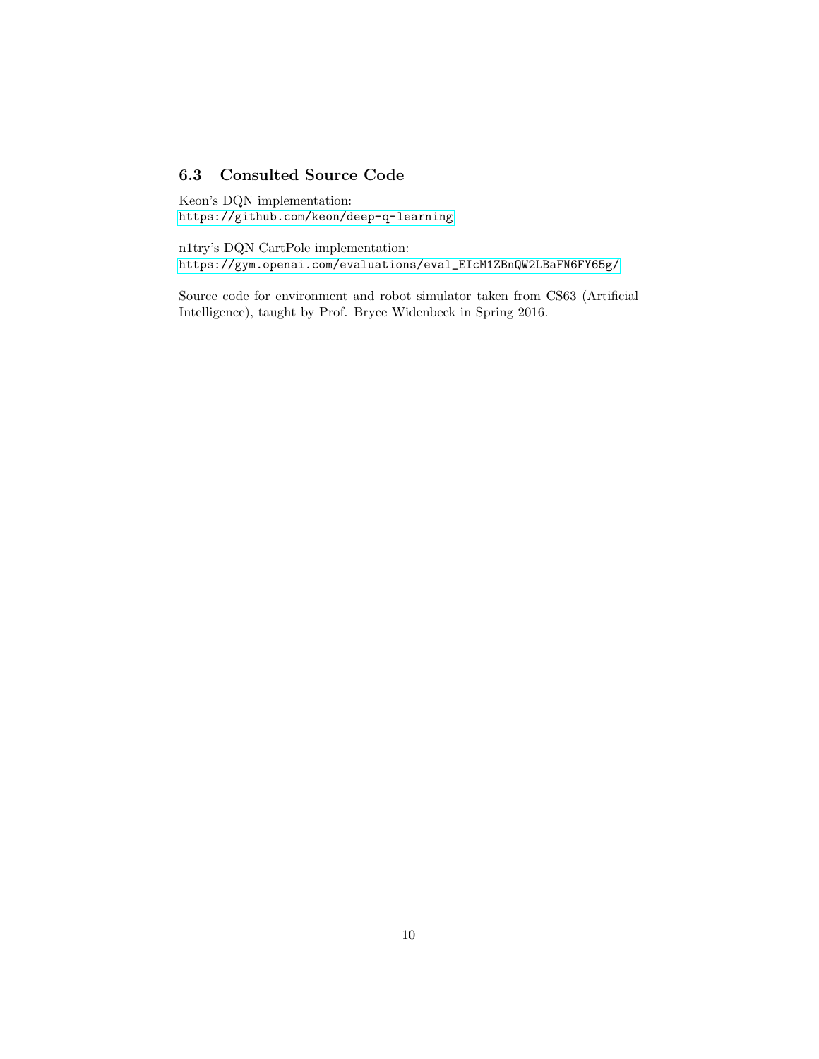### 6.3 Consulted Source Code

Keon's DQN implementation:
https://github.com/keon/deep-q-learning

n1try's DQN CartPole implementation:
https://gym.openai.com/evaluations/eval_EIcM1ZBnQW2LBaFN6FY65g/

Source code for environment and robot simulator taken from CS63 (Artificial Intelligence), taught by Prof. Bryce Widenbeck in Spring 2016.